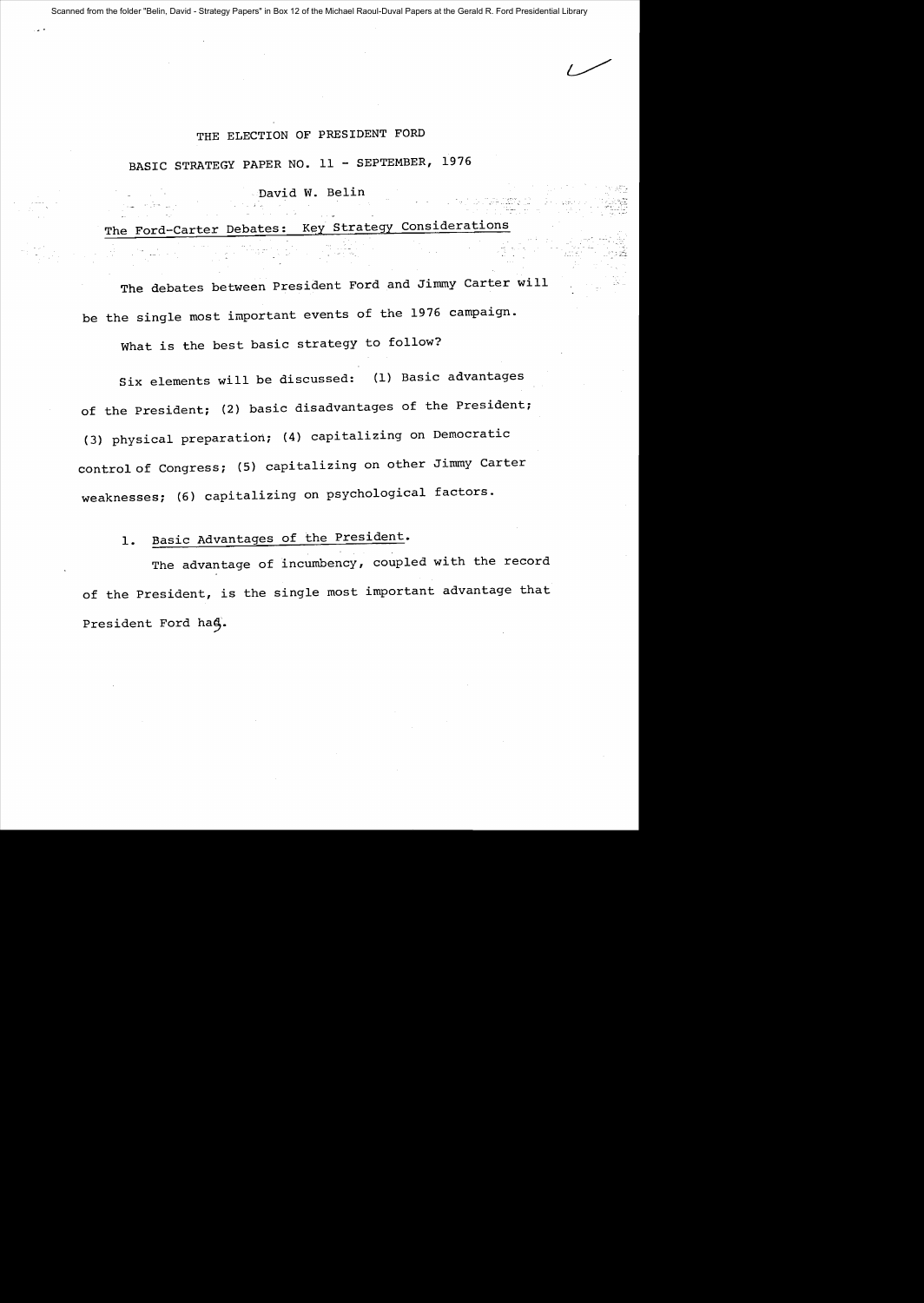# THE ELECTION OF PRESIDENT FORD

## BASIC STRATEGY PAPER NO. 11 - SEPTEMBER, 1976

David W. Belin

## The Ford-Carter Debates: Key Strategy Considerations

The debates between President Ford and Jimmy Carter will be the single most important events of the 1976 campaign.

What is the best basic strategy to follow?

Six elements will be discussed: (1) Basic advantages of the President; (2) basic disadvantages of the President; (3) physical preparation; (4) capitalizing on Democratic control of Congress; (5) capitalizing on other Jimmy Carter weaknesses; (6) capitalizing on psychological factors.

### 1. Basic Advantages of the President.

The advantage of incumbency, coupled with the record of the President, is the single most important advantage that President Ford has.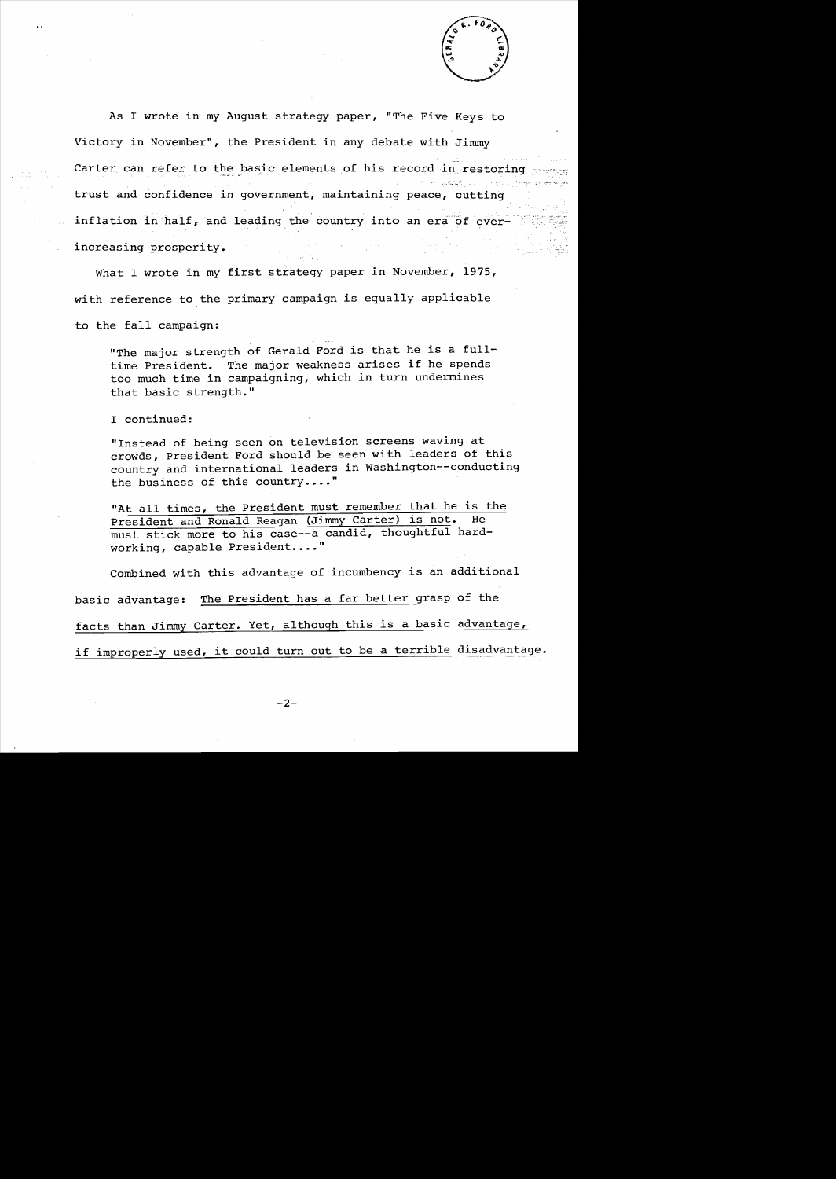As I wrote in my August strategy paper, "The Five Keys to Victory in November", the President in any debate with Jimmy Carter can refer to the basic elements of his record in restoring trust and confidence in government, maintaining peace, cutting inflation in half, and leading the country into an era of ever-increasing prosperity.

What I wrote in my first strategy paper in November, 1975, with reference to the primary campaign is equally applicable to the fall campaign:

> "The major strength of Gerald Ford is that he is a full-time President. The major weakness arises if he spends too much time in campaigning, which in turn undermines that basic strength."
>
> I continued:
>
> "Instead of being seen on television screens waving at crowds, President Ford should be seen with leaders of this country and international leaders in Washington--conducting the business of this country...."
>
> "At all times, the President must remember that he is the President and Ronald Reagan (Jimmy Carter) is not. He must stick more to his case--a candid, thoughtful hard-working, capable President...."

Combined with this advantage of incumbency is an additional basic advantage: The President has a far better grasp of the facts than Jimmy Carter. Yet, although this is a basic advantage, if improperly used, it could turn out to be a terrible disadvantage.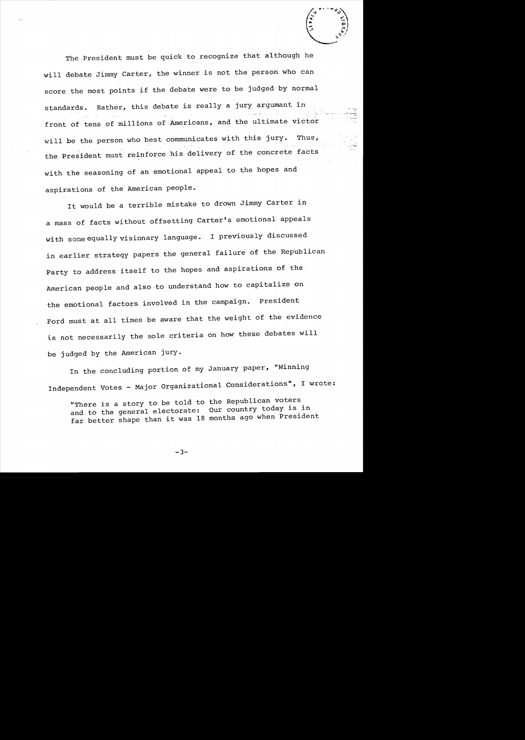The President must be quick to recognize that although he will debate Jimmy Carter, the winner is not the person who can score the most points if the debate were to be judged by normal standards. Rather, this debate is really a jury argumant in front of tens of millions of Americans, and the ultimate victor will be the person who best communicates with this jury. Thus, the President must reinforce his delivery of the concrete facts with the seasoning of an emotional appeal to the hopes and aspirations of the American people.

It would be a terrible mistake to drown Jimmy Carter in a mass of facts without offsetting Carter's emotional appeals with some equally visionary language. I previously discussed in earlier strategy papers the general failure of the Republican Party to address itself to the hopes and aspirations of the American people and also to understand how to capitalize on the emotional factors involved in the campaign. President Ford must at all times be aware that the weight of the evidence is not necessarily the sole criteria on how these debates will be judged by the American jury.

In the concluding portion of my January paper, "Winning Independent Votes - Major Organizational Considerations", I wrote:

> "There is a story to be told to the Republican voters and to the general electorate: Our country today is in far better shape than it was 18 months ago when President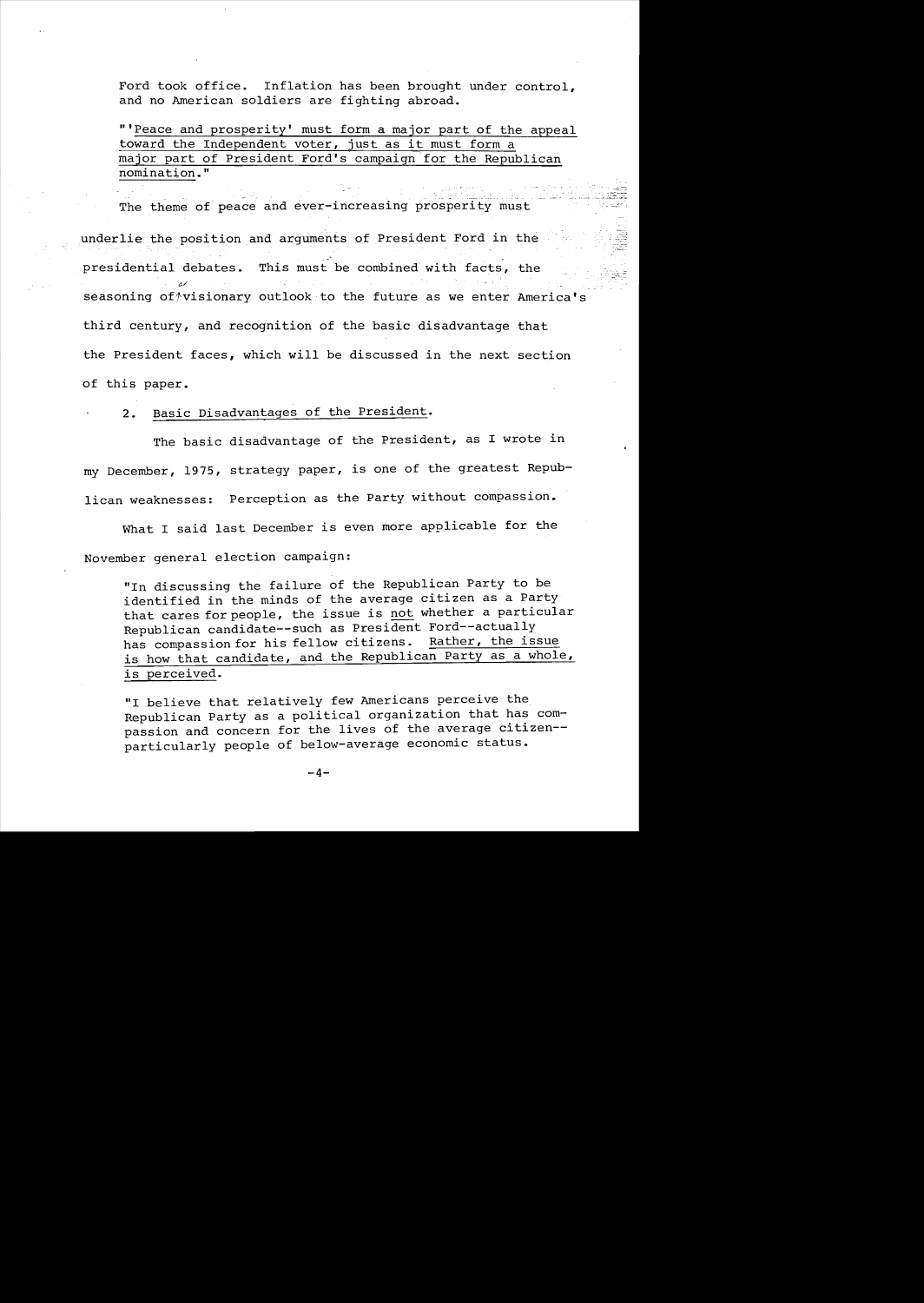Ford took office. Inflation has been brought under control, and no American soldiers are fighting abroad.

"'Peace and prosperity' must form a major part of the appeal toward the Independent voter, just as it must form a major part of President Ford's campaign for the Republican nomination."

The theme of peace and ever-increasing prosperity must underlie the position and arguments of President Ford in the presidential debates. This must be combined with facts, the seasoning of a visionary outlook to the future as we enter America's third century, and recognition of the basic disadvantage that the President faces, which will be discussed in the next section of this paper.

2. Basic Disadvantages of the President.

The basic disadvantage of the President, as I wrote in my December, 1975, strategy paper, is one of the greatest Republican weaknesses: Perception as the Party without compassion.

What I said last December is even more applicable for the November general election campaign:

"In discussing the failure of the Republican Party to be identified in the minds of the average citizen as a Party that cares for people, the issue is not whether a particular Republican candidate--such as President Ford--actually has compassion for his fellow citizens. Rather, the issue is how that candidate, and the Republican Party as a whole, is perceived.

"I believe that relatively few Americans perceive the Republican Party as a political organization that has compassion and concern for the lives of the average citizen--particularly people of below-average economic status.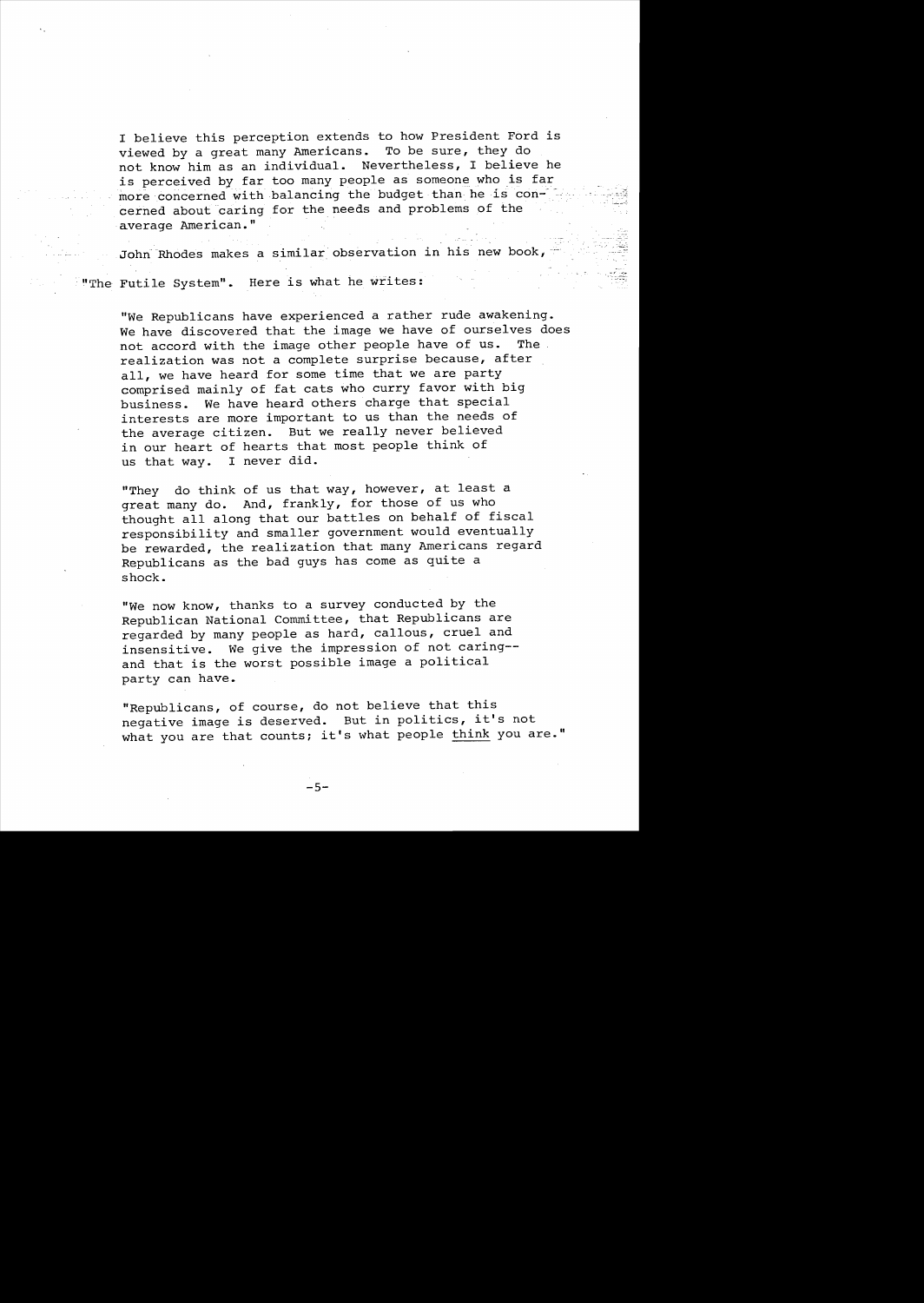I believe this perception extends to how President Ford is viewed by a great many Americans. To be sure, they do not know him as an individual. Nevertheless, I believe he is perceived by far too many people as someone who is far more concerned with balancing the budget than he is concerned about caring for the needs and problems of the average American."

John Rhodes makes a similar observation in his new book, "The Futile System". Here is what he writes:

> "We Republicans have experienced a rather rude awakening. We have discovered that the image we have of ourselves does not accord with the image other people have of us. The realization was not a complete surprise because, after all, we have heard for some time that we are party comprised mainly of fat cats who curry favor with big business. We have heard others charge that special interests are more important to us than the needs of the average citizen. But we really never believed in our heart of hearts that most people think of us that way. I never did.
>
> "They do think of us that way, however, at least a great many do. And, frankly, for those of us who thought all along that our battles on behalf of fiscal responsibility and smaller government would eventually be rewarded, the realization that many Americans regard Republicans as the bad guys has come as quite a shock.
>
> "We now know, thanks to a survey conducted by the Republican National Committee, that Republicans are regarded by many people as hard, callous, cruel and insensitive. We give the impression of not caring--and that is the worst possible image a political party can have.
>
> "Republicans, of course, do not believe that this negative image is deserved. But in politics, it's not what you are that counts; it's what people <u>think</u> you are."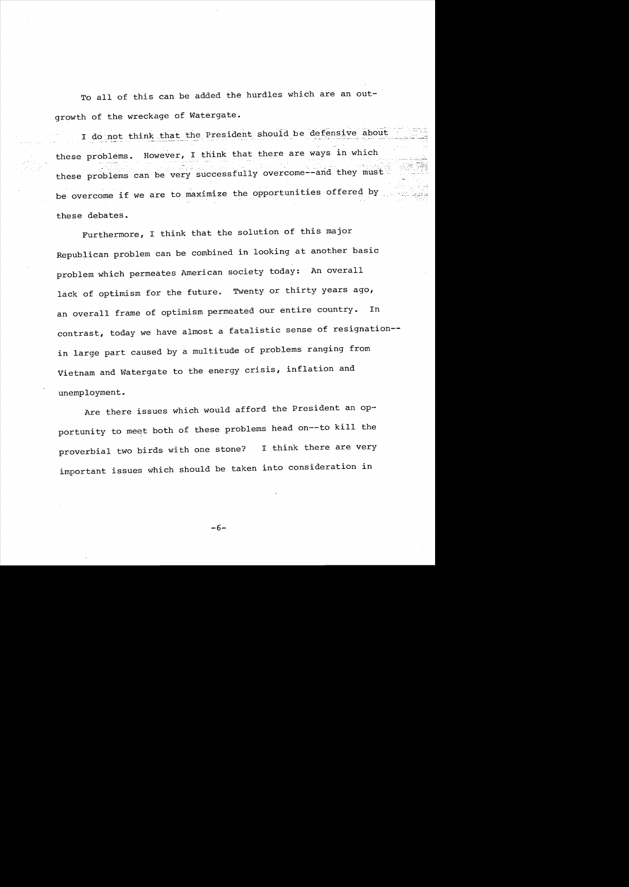To all of this can be added the hurdles which are an outgrowth of the wreckage of Watergate.

I do not think that the President should be defensive about these problems. However, I think that there are ways in which these problems can be very successfully overcome--and they must be overcome if we are to maximize the opportunities offered by these debates.

Furthermore, I think that the solution of this major Republican problem can be combined in looking at another basic problem which permeates American society today: An overall lack of optimism for the future. Twenty or thirty years ago, an overall frame of optimism permeated our entire country. In contrast, today we have almost a fatalistic sense of resignation--in large part caused by a multitude of problems ranging from Vietnam and Watergate to the energy crisis, inflation and unemployment.

Are there issues which would afford the President an opportunity to meet both of these problems head on--to kill the proverbial two birds with one stone? I think there are very important issues which should be taken into consideration in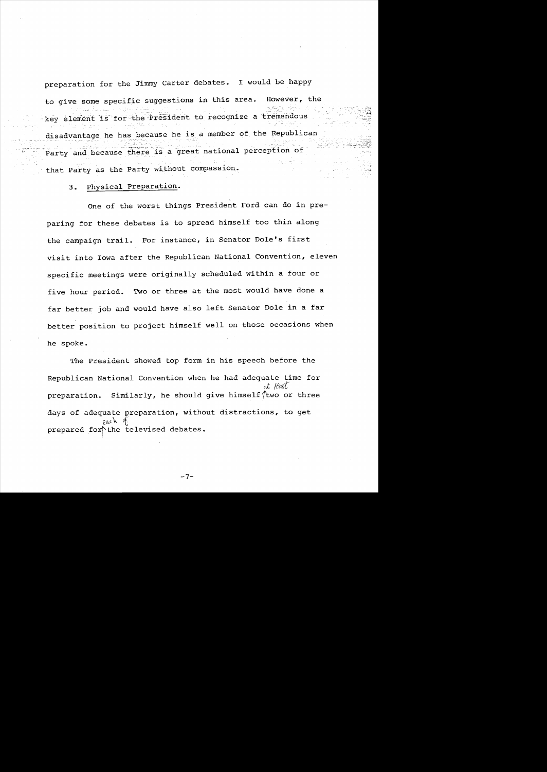preparation for the Jimmy Carter debates. I would be happy to give some specific suggestions in this area. However, the key element is for the President to recognize a tremendous disadvantage he has because he is a member of the Republican Party and because there is a great national perception of that Party as the Party without compassion.

3. Physical Preparation.

One of the worst things President Ford can do in preparing for these debates is to spread himself too thin along the campaign trail. For instance, in Senator Dole's first visit into Iowa after the Republican National Convention, eleven specific meetings were originally scheduled within a four or five hour period. Two or three at the most would have done a far better job and would have also left Senator Dole in a far better position to project himself well on those occasions when he spoke.

The President showed top form in his speech before the Republican National Convention when he had adequate time for preparation. Similarly, he should give himself at least two or three days of adequate preparation, without distractions, to get prepared for each of the televised debates.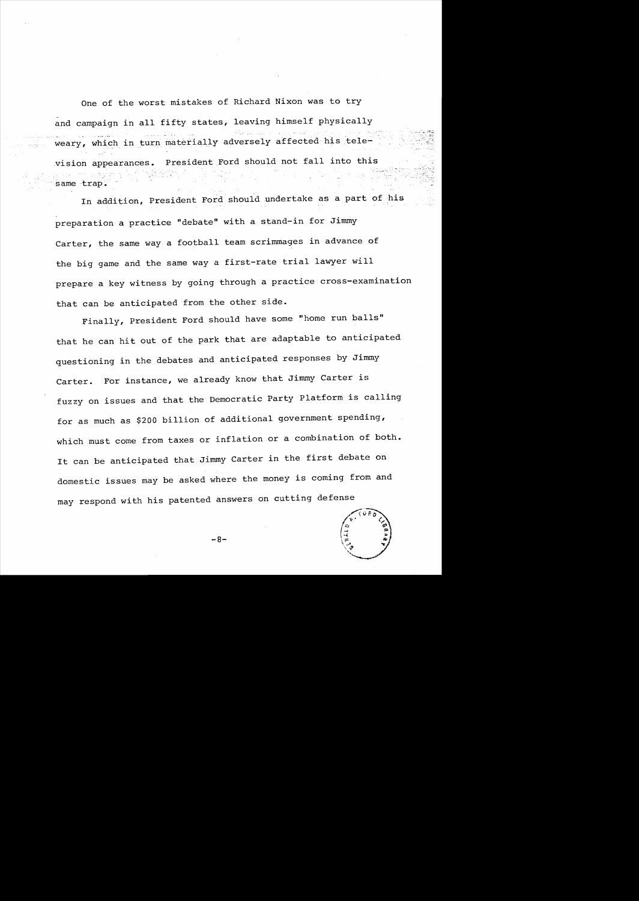One of the worst mistakes of Richard Nixon was to try and campaign in all fifty states, leaving himself physically weary, which in turn materially adversely affected his television appearances. President Ford should not fall into this same trap.

In addition, President Ford should undertake as a part of his preparation a practice "debate" with a stand-in for Jimmy Carter, the same way a football team scrimmages in advance of the big game and the same way a first-rate trial lawyer will prepare a key witness by going through a practice cross-examination that can be anticipated from the other side.

Finally, President Ford should have some "home run balls" that he can hit out of the park that are adaptable to anticipated questioning in the debates and anticipated responses by Jimmy Carter. For instance, we already know that Jimmy Carter is fuzzy on issues and that the Democratic Party Platform is calling for as much as $200 billion of additional government spending, which must come from taxes or inflation or a combination of both. It can be anticipated that Jimmy Carter in the first debate on domestic issues may be asked where the money is coming from and may respond with his patented answers on cutting defense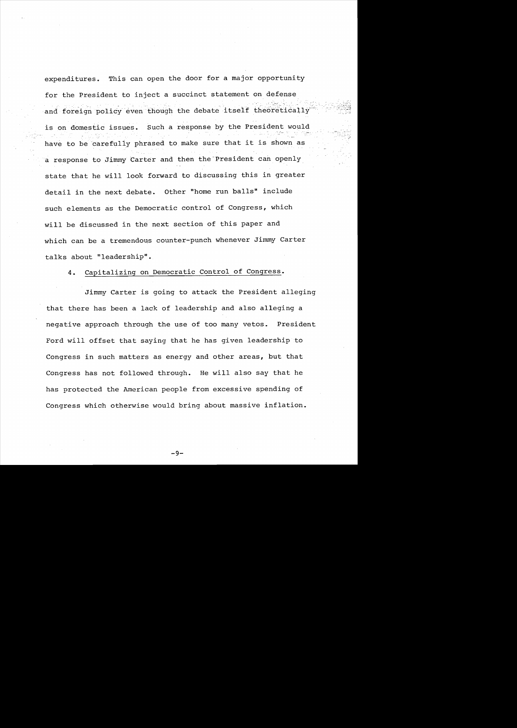expenditures. This can open the door for a major opportunity for the President to inject a succinct statement on defense and foreign policy even though the debate itself theoretically is on domestic issues. Such a response by the President would have to be carefully phrased to make sure that it is shown as a response to Jimmy Carter and then the President can openly state that he will look forward to discussing this in greater detail in the next debate. Other "home run balls" include such elements as the Democratic control of Congress, which will be discussed in the next section of this paper and which can be a tremendous counter-punch whenever Jimmy Carter talks about "leadership".

4. Capitalizing on Democratic Control of Congress.

Jimmy Carter is going to attack the President alleging that there has been a lack of leadership and also alleging a negative approach through the use of too many vetos. President Ford will offset that saying that he has given leadership to Congress in such matters as energy and other areas, but that Congress has not followed through. He will also say that he has protected the American people from excessive spending of Congress which otherwise would bring about massive inflation.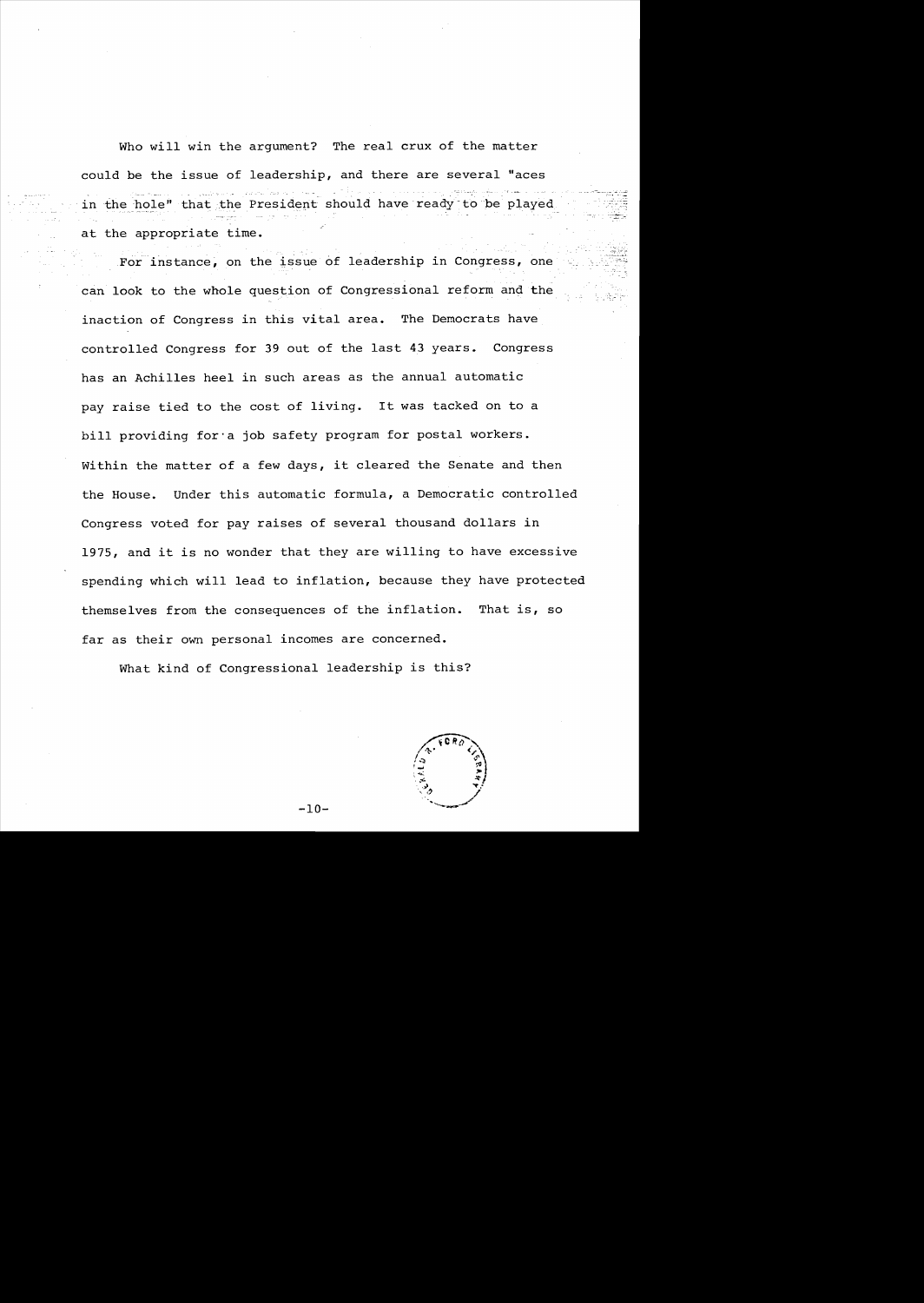Who will win the argument? The real crux of the matter could be the issue of leadership, and there are several "aces in the hole" that the President should have ready to be played at the appropriate time.

For instance, on the issue of leadership in Congress, one can look to the whole question of Congressional reform and the inaction of Congress in this vital area. The Democrats have controlled Congress for 39 out of the last 43 years. Congress has an Achilles heel in such areas as the annual automatic pay raise tied to the cost of living. It was tacked on to a bill providing for a job safety program for postal workers. Within the matter of a few days, it cleared the Senate and then the House. Under this automatic formula, a Democratic controlled Congress voted for pay raises of several thousand dollars in 1975, and it is no wonder that they are willing to have excessive spending which will lead to inflation, because they have protected themselves from the consequences of the inflation. That is, so far as their own personal incomes are concerned.

What kind of Congressional leadership is this?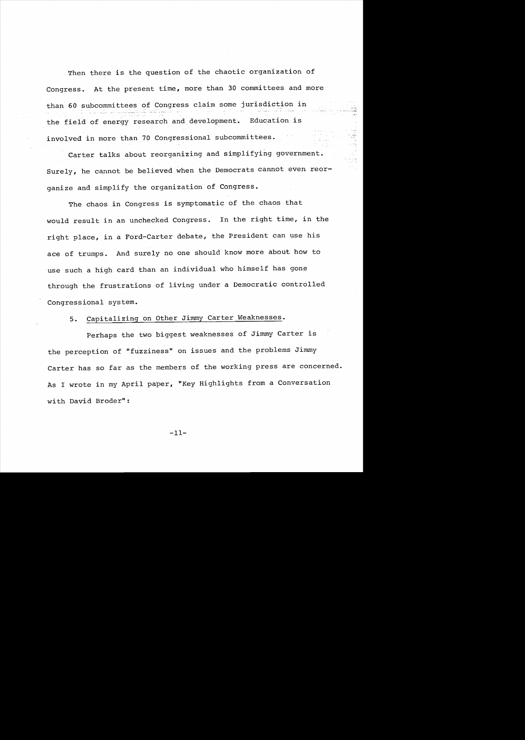Then there is the question of the chaotic organization of Congress. At the present time, more than 30 committees and more than 60 subcommittees of Congress claim some jurisdiction in the field of energy research and development. Education is involved in more than 70 Congressional subcommittees.

Carter talks about reorganizing and simplifying government. Surely, he cannot be believed when the Democrats cannot even reorganize and simplify the organization of Congress.

The chaos in Congress is symptomatic of the chaos that would result in an unchecked Congress. In the right time, in the right place, in a Ford-Carter debate, the President can use his ace of trumps. And surely no one should know more about how to use such a high card than an individual who himself has gone through the frustrations of living under a Democratic controlled Congressional system.

5. Capitalizing on Other Jimmy Carter Weaknesses.

Perhaps the two biggest weaknesses of Jimmy Carter is the perception of "fuzziness" on issues and the problems Jimmy Carter has so far as the members of the working press are concerned. As I wrote in my April paper, "Key Highlights from a Conversation with David Broder":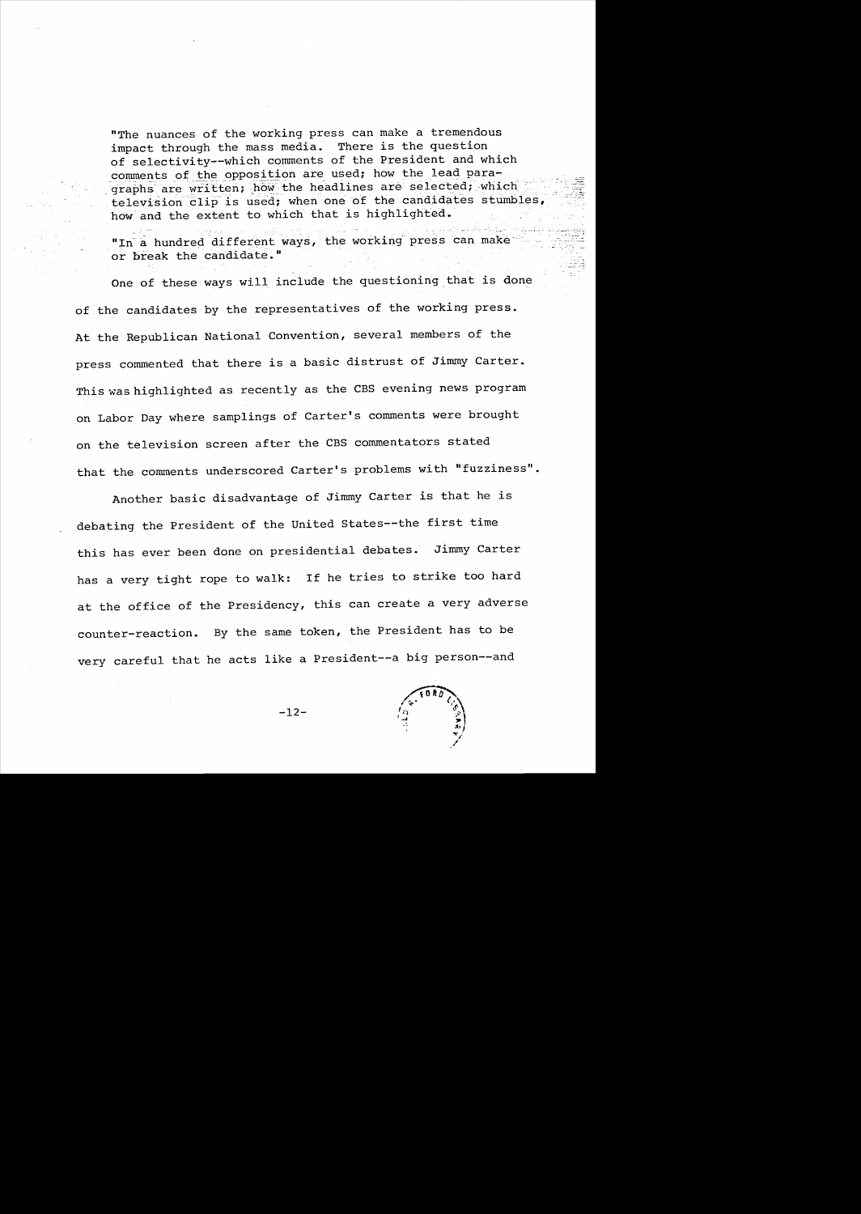"The nuances of the working press can make a tremendous impact through the mass media. There is the question of selectivity--which comments of the President and which comments of the opposition are used; how the lead paragraphs are written; how the headlines are selected; which television clip is used; when one of the candidates stumbles, how and the extent to which that is highlighted.

"In a hundred different ways, the working press can make or break the candidate."

One of these ways will include the questioning that is done of the candidates by the representatives of the working press. At the Republican National Convention, several members of the press commented that there is a basic distrust of Jimmy Carter. This was highlighted as recently as the CBS evening news program on Labor Day where samplings of Carter's comments were brought on the television screen after the CBS commentators stated that the comments underscored Carter's problems with "fuzziness".

Another basic disadvantage of Jimmy Carter is that he is debating the President of the United States--the first time this has ever been done on presidential debates. Jimmy Carter has a very tight rope to walk: If he tries to strike too hard at the office of the Presidency, this can create a very adverse counter-reaction. By the same token, the President has to be very careful that he acts like a President--a big person--and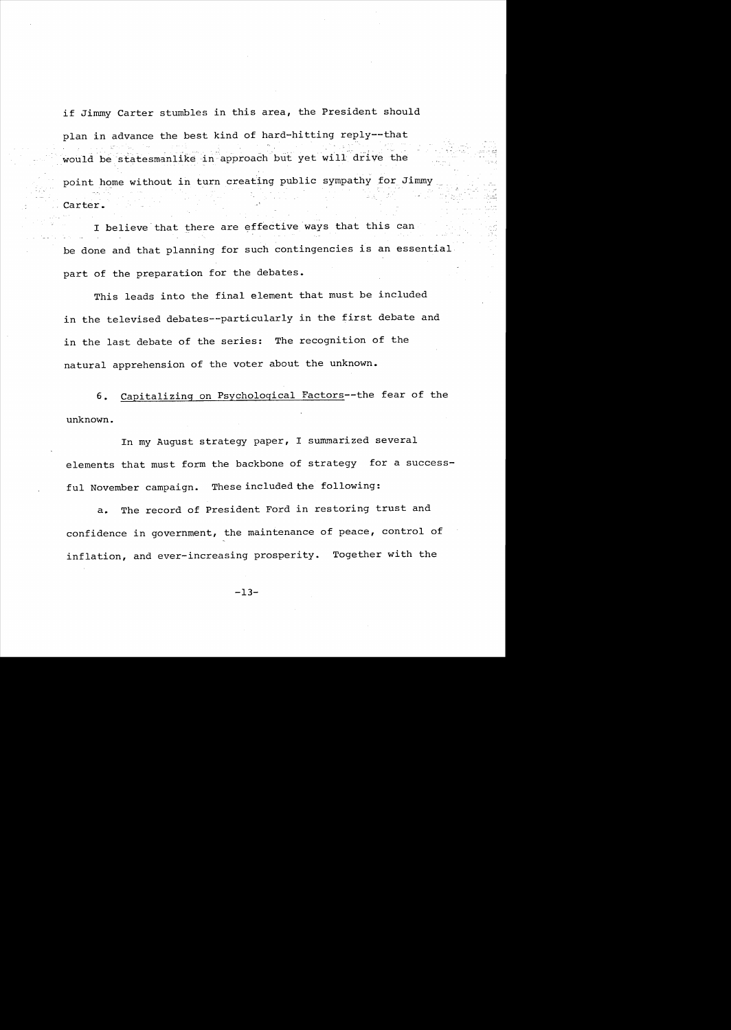if Jimmy Carter stumbles in this area, the President should plan in advance the best kind of hard-hitting reply--that would be statesmanlike in approach but yet will drive the point home without in turn creating public sympathy for Jimmy Carter.

I believe that there are effective ways that this can be done and that planning for such contingencies is an essential part of the preparation for the debates.

This leads into the final element that must be included in the televised debates--particularly in the first debate and in the last debate of the series: The recognition of the natural apprehension of the voter about the unknown.

6. Capitalizing on Psychological Factors--the fear of the unknown.

In my August strategy paper, I summarized several elements that must form the backbone of strategy for a successful November campaign. These included the following:

a. The record of President Ford in restoring trust and confidence in government, the maintenance of peace, control of inflation, and ever-increasing prosperity. Together with the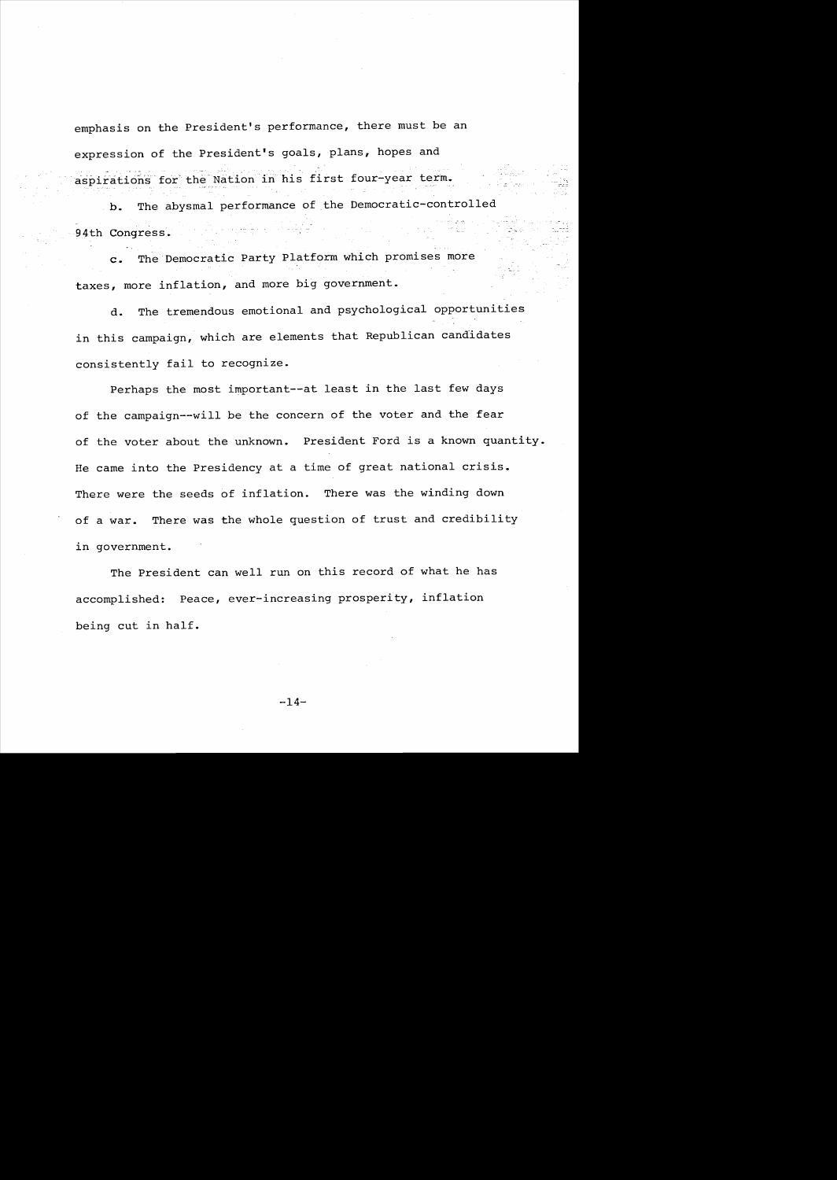emphasis on the President's performance, there must be an expression of the President's goals, plans, hopes and aspirations for the Nation in his first four-year term.

b. The abysmal performance of the Democratic-controlled 94th Congress.

c. The Democratic Party Platform which promises more taxes, more inflation, and more big government.

d. The tremendous emotional and psychological opportunities in this campaign, which are elements that Republican candidates consistently fail to recognize.

Perhaps the most important--at least in the last few days of the campaign--will be the concern of the voter and the fear of the voter about the unknown. President Ford is a known quantity. He came into the Presidency at a time of great national crisis. There were the seeds of inflation. There was the winding down of a war. There was the whole question of trust and credibility in government.

The President can well run on this record of what he has accomplished: Peace, ever-increasing prosperity, inflation being cut in half.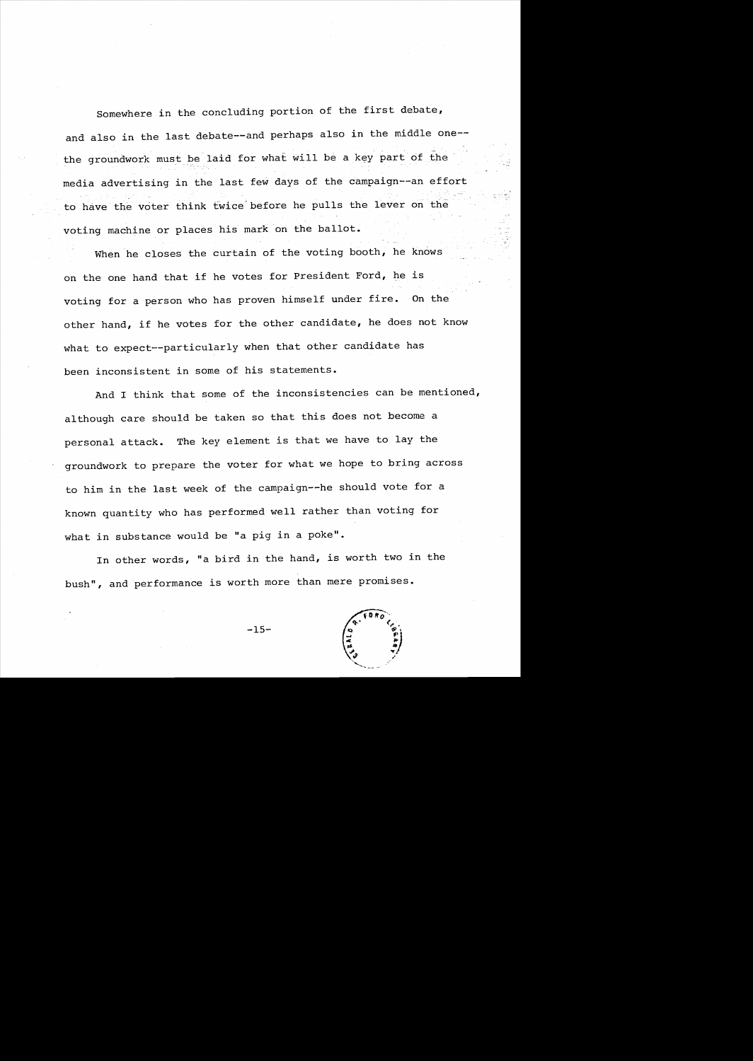Somewhere in the concluding portion of the first debate, and also in the last debate--and perhaps also in the middle one--the groundwork must be laid for what will be a key part of the media advertising in the last few days of the campaign--an effort to have the voter think twice before he pulls the lever on the voting machine or places his mark on the ballot.

When he closes the curtain of the voting booth, he knows on the one hand that if he votes for President Ford, he is voting for a person who has proven himself under fire. On the other hand, if he votes for the other candidate, he does not know what to expect--particularly when that other candidate has been inconsistent in some of his statements.

And I think that some of the inconsistencies can be mentioned, although care should be taken so that this does not become a personal attack. The key element is that we have to lay the groundwork to prepare the voter for what we hope to bring across to him in the last week of the campaign--he should vote for a known quantity who has performed well rather than voting for what in substance would be "a pig in a poke".

In other words, "a bird in the hand, is worth two in the bush", and performance is worth more than mere promises.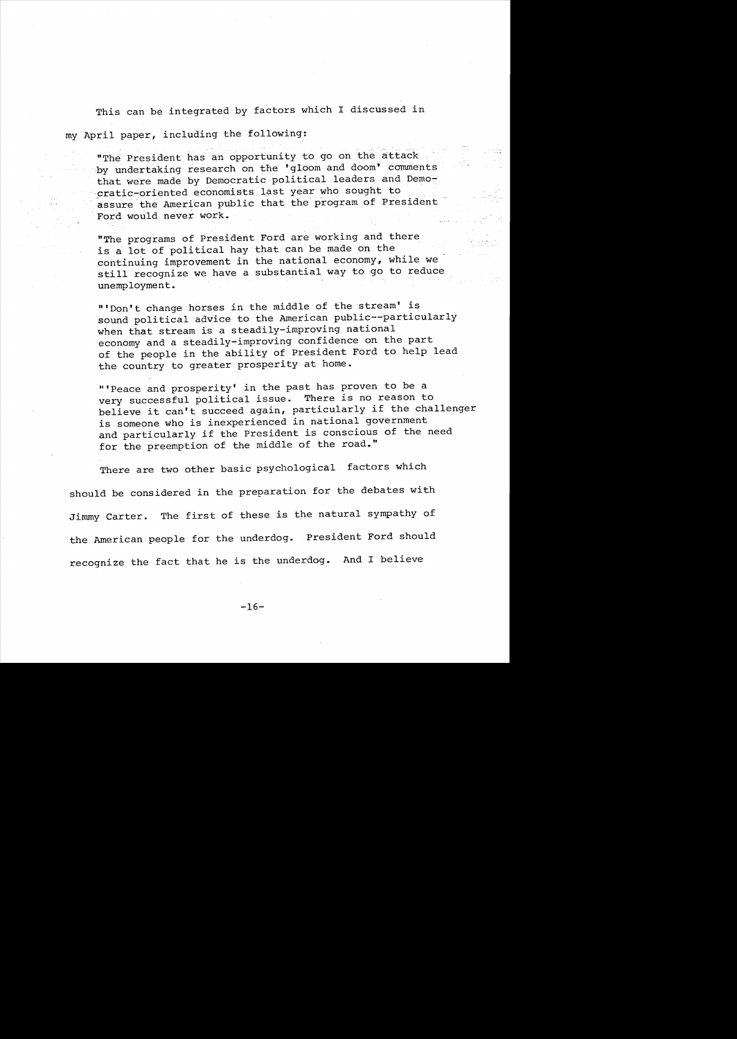This can be integrated by factors which I discussed in my April paper, including the following:

> "The President has an opportunity to go on the attack by undertaking research on the 'gloom and doom' comments that were made by Democratic political leaders and Democratic-oriented economists last year who sought to assure the American public that the program of President Ford would never work.
>
> "The programs of President Ford are working and there is a lot of political hay that can be made on the continuing improvement in the national economy, while we still recognize we have a substantial way to go to reduce unemployment.
>
> "'Don't change horses in the middle of the stream' is sound political advice to the American public--particularly when that stream is a steadily-improving national economy and a steadily-improving confidence on the part of the people in the ability of President Ford to help lead the country to greater prosperity at home.
>
> "'Peace and prosperity' in the past has proven to be a very successful political issue. There is no reason to believe it can't succeed again, particularly if the challenger is someone who is inexperienced in national government and particularly if the President is conscious of the need for the preemption of the middle of the road."

There are two other basic psychological factors which should be considered in the preparation for the debates with Jimmy Carter. The first of these is the natural sympathy of the American people for the underdog. President Ford should recognize the fact that he is the underdog. And I believe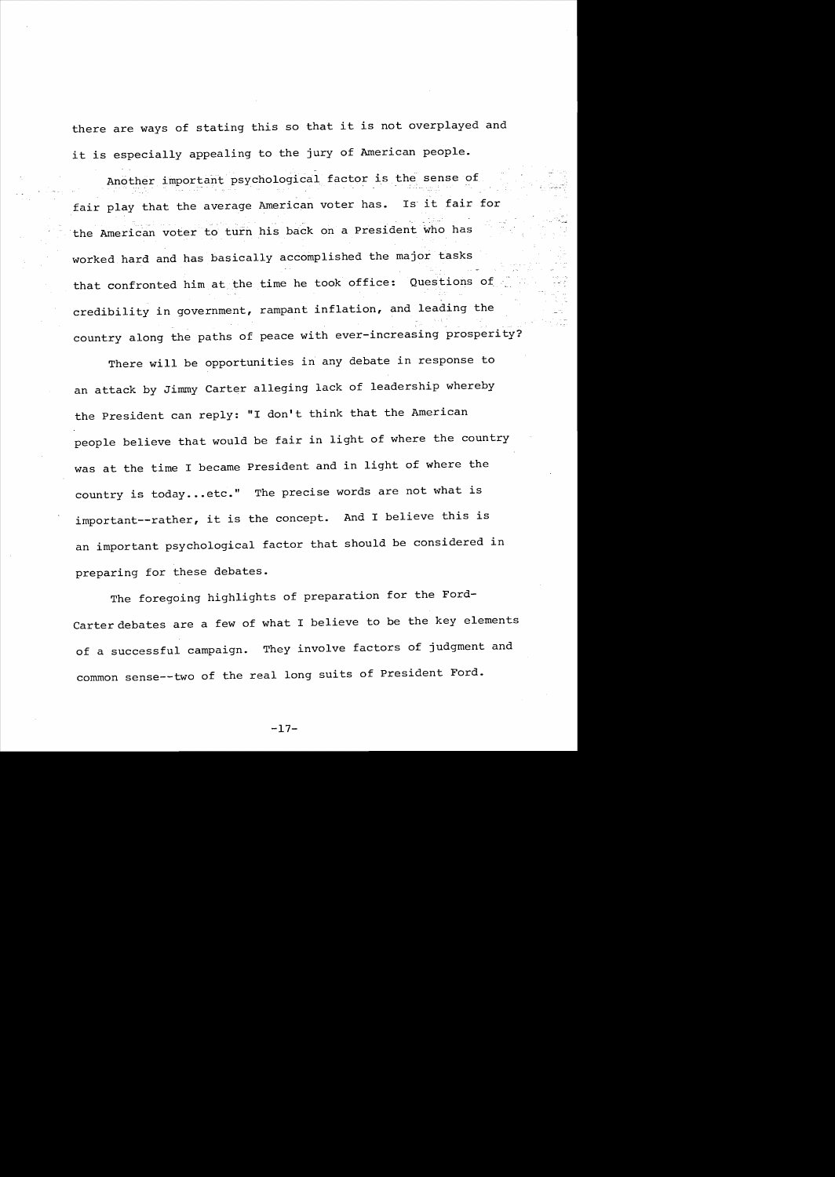there are ways of stating this so that it is not overplayed and it is especially appealing to the jury of American people.

Another important psychological factor is the sense of fair play that the average American voter has. Is it fair for the American voter to turn his back on a President who has worked hard and has basically accomplished the major tasks that confronted him at the time he took office: Questions of credibility in government, rampant inflation, and leading the country along the paths of peace with ever-increasing prosperity?

There will be opportunities in any debate in response to an attack by Jimmy Carter alleging lack of leadership whereby the President can reply: "I don't think that the American people believe that would be fair in light of where the country was at the time I became President and in light of where the country is today...etc." The precise words are not what is important--rather, it is the concept. And I believe this is an important psychological factor that should be considered in preparing for these debates.

The foregoing highlights of preparation for the Ford-Carter debates are a few of what I believe to be the key elements of a successful campaign. They involve factors of judgment and common sense--two of the real long suits of President Ford.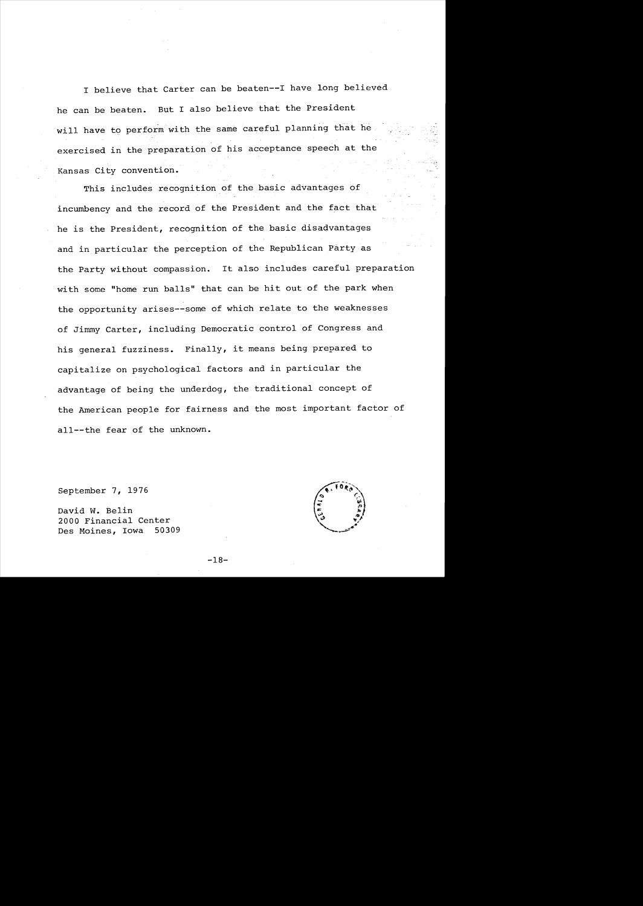I believe that Carter can be beaten--I have long believed he can be beaten. But I also believe that the President will have to perform with the same careful planning that he exercised in the preparation of his acceptance speech at the Kansas City convention.

This includes recognition of the basic advantages of incumbency and the record of the President and the fact that he is the President, recognition of the basic disadvantages and in particular the perception of the Republican Party as the Party without compassion. It also includes careful preparation with some "home run balls" that can be hit out of the park when the opportunity arises--some of which relate to the weaknesses of Jimmy Carter, including Democratic control of Congress and his general fuzziness. Finally, it means being prepared to capitalize on psychological factors and in particular the advantage of being the underdog, the traditional concept of the American people for fairness and the most important factor of all--the fear of the unknown.

September 7, 1976

David W. Belin
2000 Financial Center
Des Moines, Iowa 50309